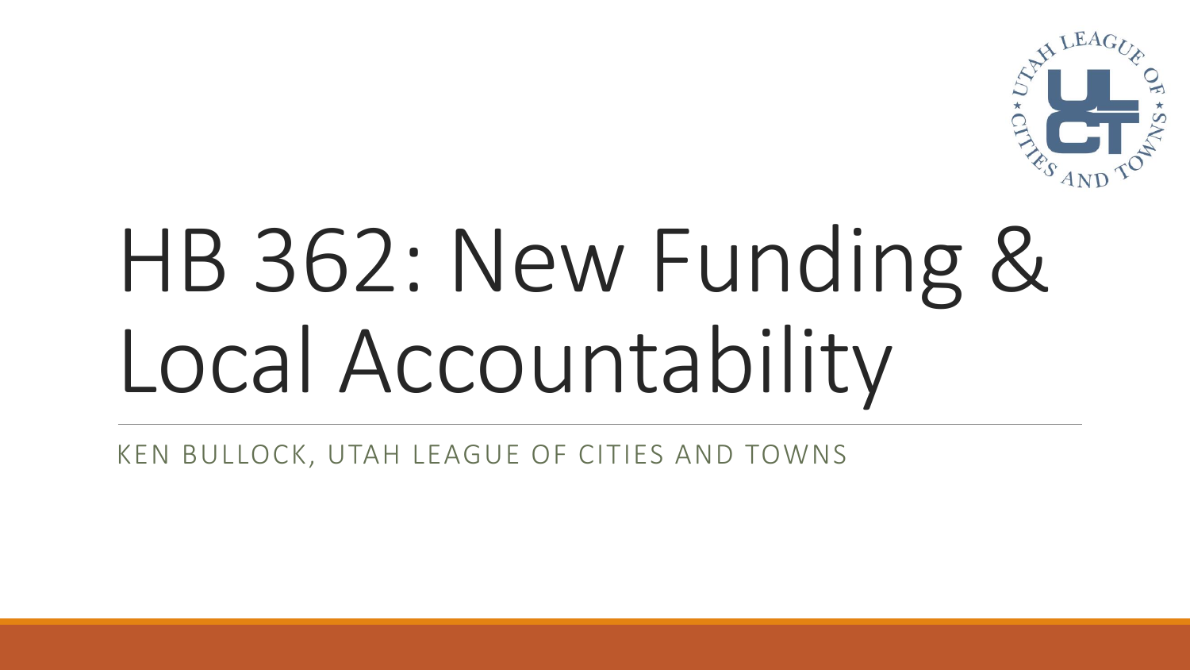# HB 362: New Funding & Local Accountability

KEN BULLOCK, UTAH LEAGUE OF CITIES AND TOWNS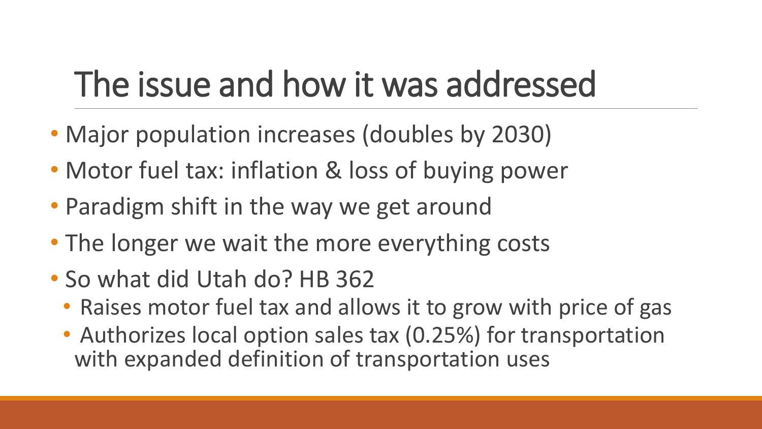# The issue and how it was addressed

- Major population increases (doubles by 2030)
- Motor fuel tax: inflation & loss of buying power
- Paradigm shift in the way we get around
- The longer we wait the more everything costs
- So what did Utah do? HB 362
  - Raises motor fuel tax and allows it to grow with price of gas
  - Authorizes local option sales tax (0.25%) for transportation with expanded definition of transportation uses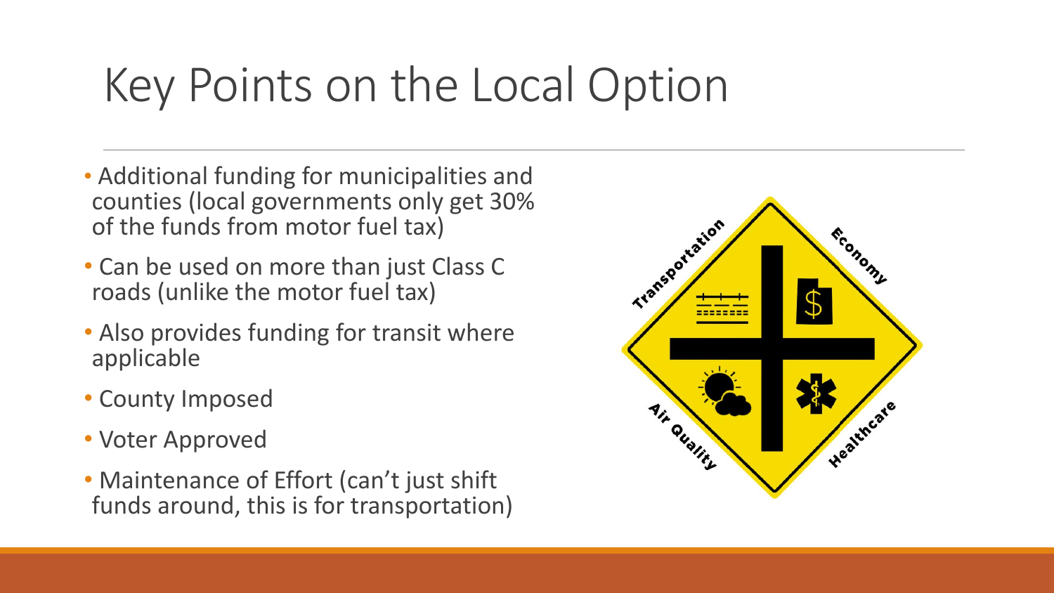# Key Points on the Local Option

- Additional funding for municipalities and counties (local governments only get 30% of the funds from motor fuel tax)
- Can be used on more than just Class C roads (unlike the motor fuel tax)
- Also provides funding for transit where applicable
- County Imposed
- Voter Approved
- Maintenance of Effort (can't just shift funds around, this is for transportation)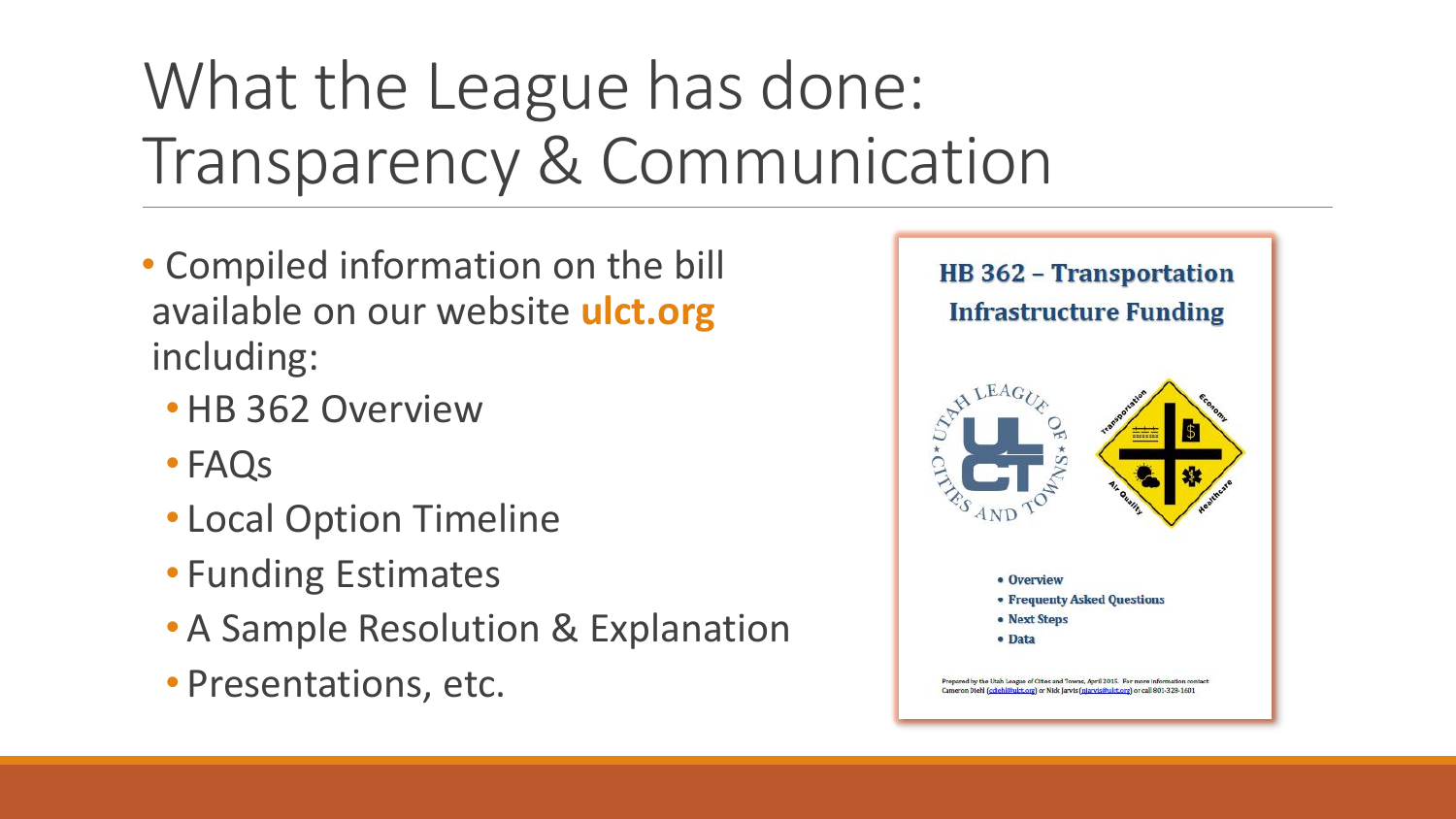# What the League has done: Transparency & Communication

- Compiled information on the bill available on our website **ulct.org** including:
  - HB 362 Overview
  - FAQs
  - Local Option Timeline
  - Funding Estimates
  - A Sample Resolution & Explanation
  - Presentations, etc.

**HB 362 – Transportation Infrastructure Funding**

- **Overview**
- **Frequenty Asked Questions**
- **Next Steps**
- **Data**

Prepared by the Utah League of Cities and Towns, April 2015. For more information contact Cameron Diehl (cdiehl@ulct.org) or Nick Jarvis (njarvis@ulct.org) or call 801-328-1601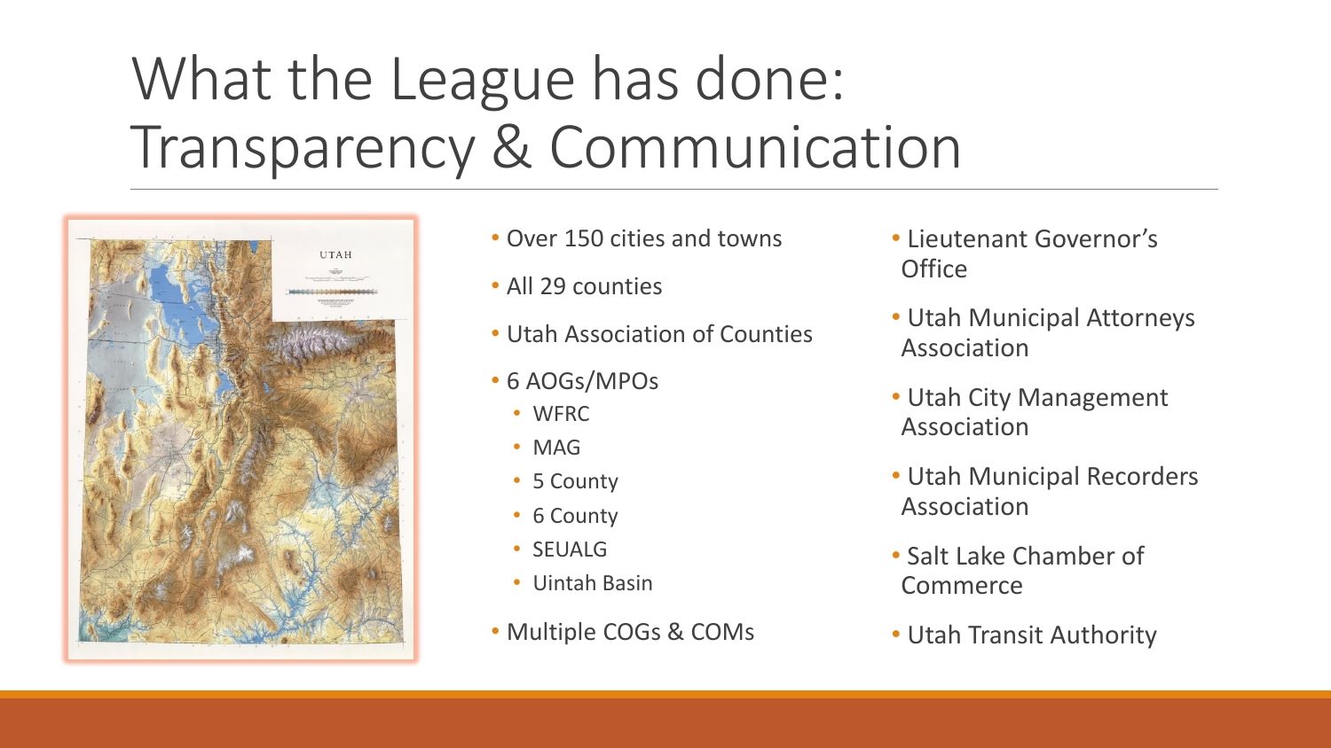# What the League has done: Transparency & Communication

- Over 150 cities and towns
- All 29 counties
- Utah Association of Counties
- 6 AOGs/MPOs
  - WFRC
  - MAG
  - 5 County
  - 6 County
  - SEUALG
  - Uintah Basin
- Multiple COGs & COMs
- Lieutenant Governor's Office
- Utah Municipal Attorneys Association
- Utah City Management Association
- Utah Municipal Recorders Association
- Salt Lake Chamber of Commerce
- Utah Transit Authority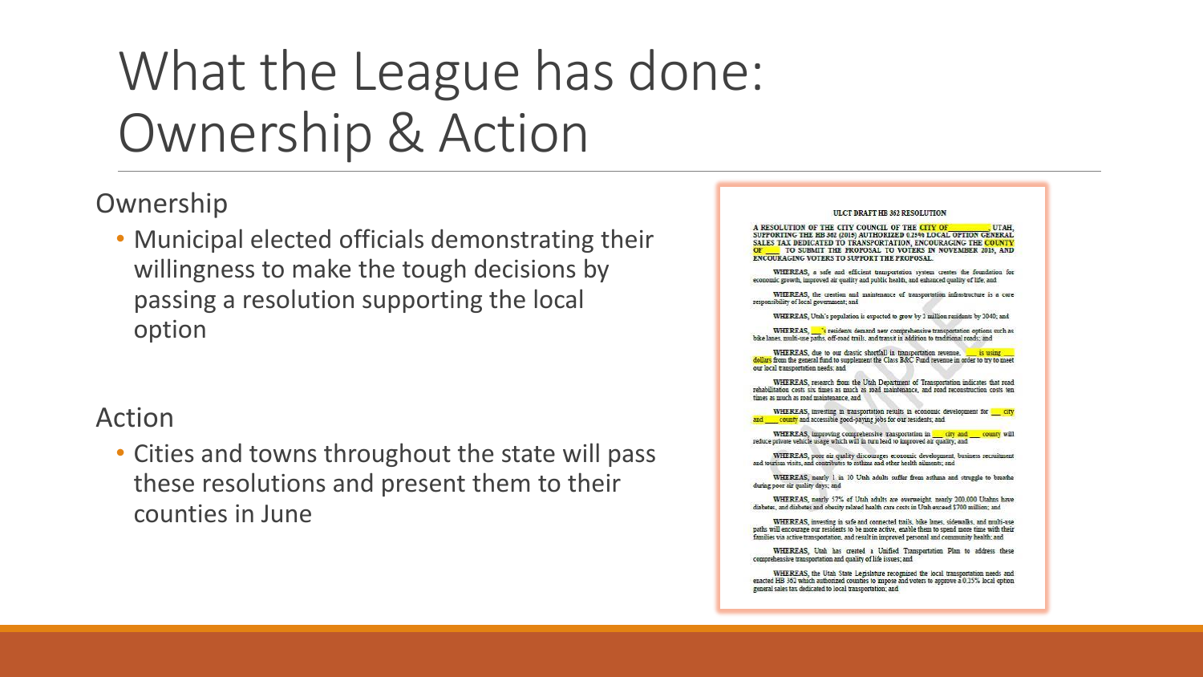# What the League has done: Ownership & Action

## Ownership

- Municipal elected officials demonstrating their willingness to make the tough decisions by passing a resolution supporting the local option

## Action

- Cities and towns throughout the state will pass these resolutions and present them to their counties in June

ULCT DRAFT HB 362 RESOLUTION

A RESOLUTION OF THE CITY COUNCIL OF THE CITY OF ________ UTAH, SUPPORTING THE HB 362 (2015) AUTHORIZED 0.25% LOCAL OPTION GENERAL SALES TAX DEDICATED TO TRANSPORTATION, ENCOURAGING THE COUNTY OF ____ TO SUBMIT THE PROPOSAL TO VOTERS IN NOVEMBER 2015, AND ENCOURAGING VOTERS TO SUPPORT THE PROPOSAL.

WHEREAS, a safe and efficient transportation system creates the foundation for economic growth, improved air quality and public health, and enhanced quality of life; and

WHEREAS, the creation and maintenance of transportation infrastructure is a core responsibility of local government; and

WHEREAS, Utah's population is expected to grow by 1 million residents by 2040; and

WHEREAS, ____'s residents demand new comprehensive transportation options such as bike lanes, multi-use paths, off-road trails, and transit in addition to traditional roads; and

WHEREAS, due to our drastic shortfall in transportation revenue, ____ is using ____ dollars from the general fund to supplement the Class B&C Fund revenue in order to try to meet our local transportation needs; and

WHEREAS, research from the Utah Department of Transportation indicates that road rehabilitation costs six times as much as road maintenance, and road reconstruction costs ten times as much as road maintenance; and

WHEREAS, investing in transportation results in economic development for ____ city and ____ county and accessible good-paying jobs for our residents; and

WHEREAS, improving comprehensive transportation in ____ city and ____ county will reduce private vehicle usage which will in turn lead to improved air quality; and

WHEREAS, poor air quality discourages economic development, business recruitment and tourism visits, and contributes to asthma and other health ailments; and

WHEREAS, nearly 1 in 10 Utah adults suffer from asthma and struggle to breathe during poor air quality days; and

WHEREAS, nearly 57% of Utah adults are overweight, nearly 200,000 Utahns have diabetes, and diabetes and obesity related health care costs in Utah exceed $700 million; and

WHEREAS, investing in safe and connected trails, bike lanes, sidewalks, and multi-use paths will encourage our residents to be more active, enable them to spend more time with their families via active transportation, and result in improved personal and community health; and

WHEREAS, Utah has created a Unified Transportation Plan to address these comprehensive transportation and quality of life issues; and

WHEREAS, the Utah State Legislature recognized the local transportation needs and enacted HB 362 which authorized counties to impose and voters to approve a 0.25% local option general sales tax dedicated to local transportation; and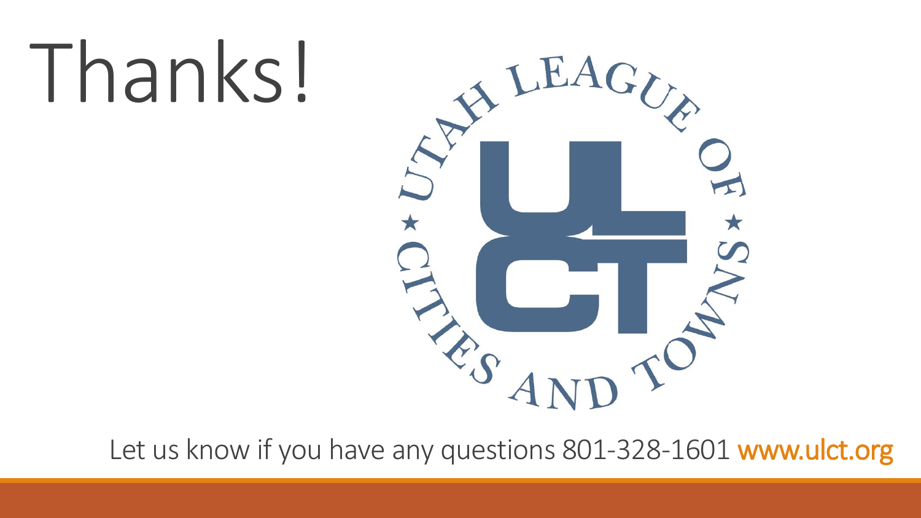# Thanks!

UTAH LEAGUE OF ★ CITIES AND TOWNS ★

ULCT

Let us know if you have any questions 801-328-1601 www.ulct.org